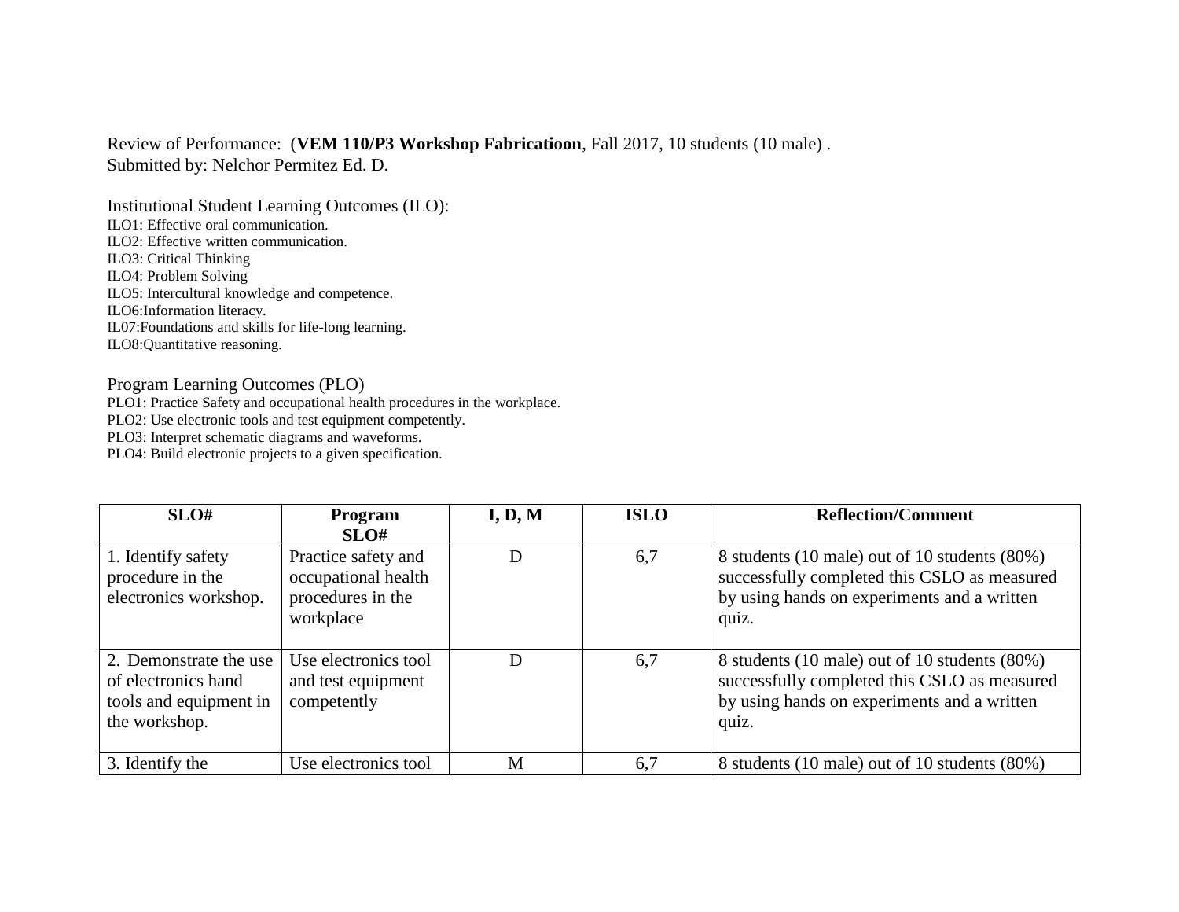Review of Performance: (**VEM 110/P3 Workshop Fabricatioon**, Fall 2017, 10 students (10 male) .
Submitted by: Nelchor Permitez Ed. D.

Institutional Student Learning Outcomes (ILO):
ILO1: Effective oral communication.
ILO2: Effective written communication.
ILO3: Critical Thinking
ILO4: Problem Solving
ILO5: Intercultural knowledge and competence.
ILO6:Information literacy.
IL07:Foundations and skills for life-long learning.
ILO8:Quantitative reasoning.

Program Learning Outcomes (PLO)
PLO1: Practice Safety and occupational health procedures in the workplace.
PLO2: Use electronic tools and test equipment competently.
PLO3: Interpret schematic diagrams and waveforms.
PLO4: Build electronic projects to a given specification.

| SLO# | Program SLO# | I, D, M | ISLO | Reflection/Comment |
|---|---|---|---|---|
| 1. Identify safety procedure in the electronics workshop. | Practice safety and occupational health procedures in the workplace | D | 6,7 | 8 students (10 male) out of 10 students (80%) successfully completed this CSLO as measured by using hands on experiments and a written quiz. |
| 2. Demonstrate the use of electronics hand tools and equipment in the workshop. | Use electronics tool and test equipment competently | D | 6,7 | 8 students (10 male) out of 10 students (80%) successfully completed this CSLO as measured by using hands on experiments and a written quiz. |
| 3. Identify the | Use electronics tool | M | 6,7 | 8 students (10 male) out of 10 students (80%) |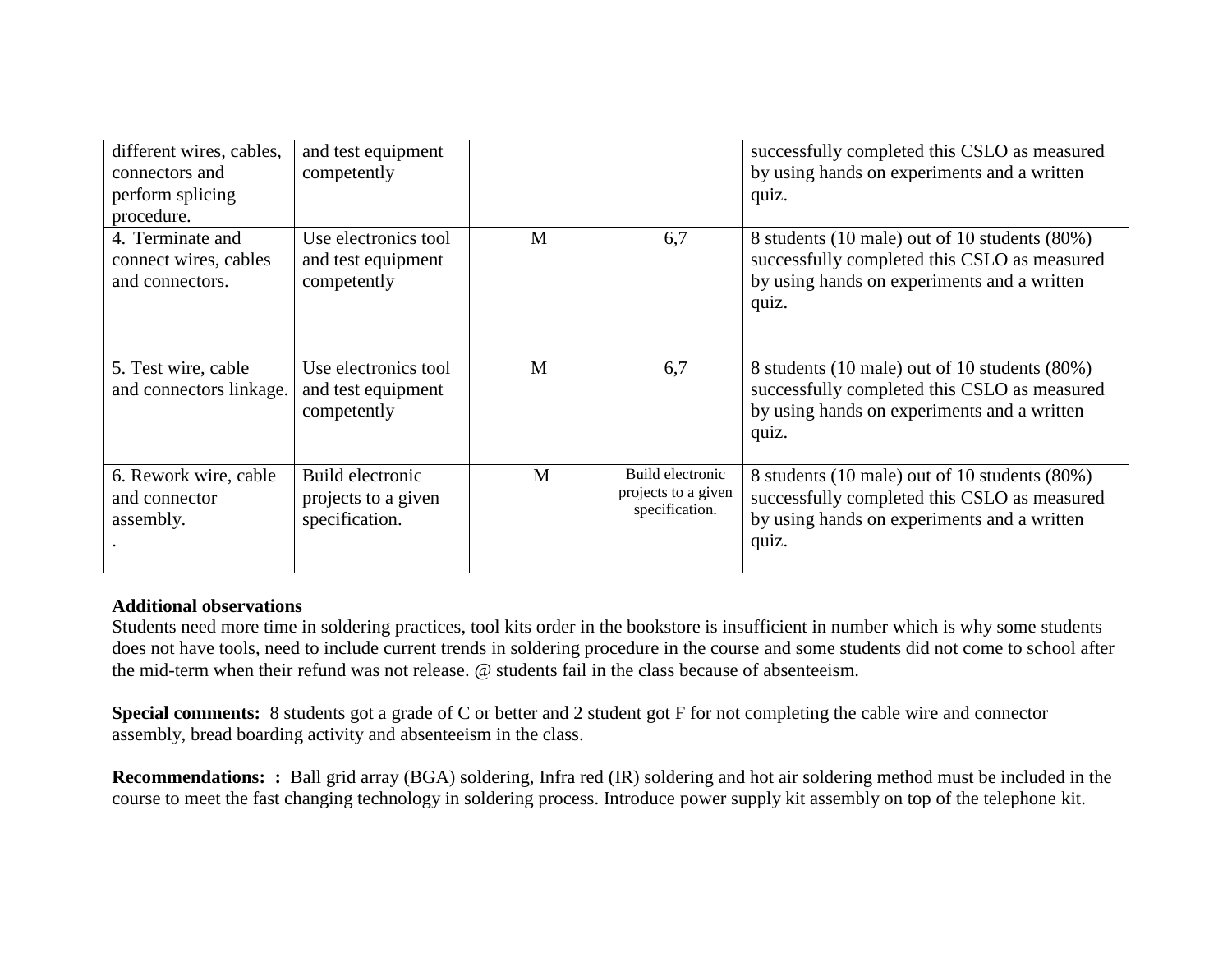| | | | | |
|---|---|---|---|---|
| different wires, cables, connectors and perform splicing procedure. | and test equipment competently | | | successfully completed this CSLO as measured by using hands on experiments and a written quiz. |
| 4. Terminate and connect wires, cables and connectors. | Use electronics tool and test equipment competently | M | 6,7 | 8 students (10 male) out of 10 students (80%) successfully completed this CSLO as measured by using hands on experiments and a written quiz. |
| 5. Test wire, cable and connectors linkage. | Use electronics tool and test equipment competently | M | 6,7 | 8 students (10 male) out of 10 students (80%) successfully completed this CSLO as measured by using hands on experiments and a written quiz. |
| 6. Rework wire, cable and connector assembly. . | Build electronic projects to a given specification. | M | Build electronic projects to a given specification. | 8 students (10 male) out of 10 students (80%) successfully completed this CSLO as measured by using hands on experiments and a written quiz. |

**Additional observations**
Students need more time in soldering practices, tool kits order in the bookstore is insufficient in number which is why some students does not have tools, need to include current trends in soldering procedure in the course and some students did not come to school after the mid-term when their refund was not release. @ students fail in the class because of absenteeism.

**Special comments:** 8 students got a grade of C or better and 2 student got F for not completing the cable wire and connector assembly, bread boarding activity and absenteeism in the class.

**Recommendations: :** Ball grid array (BGA) soldering, Infra red (IR) soldering and hot air soldering method must be included in the course to meet the fast changing technology in soldering process. Introduce power supply kit assembly on top of the telephone kit.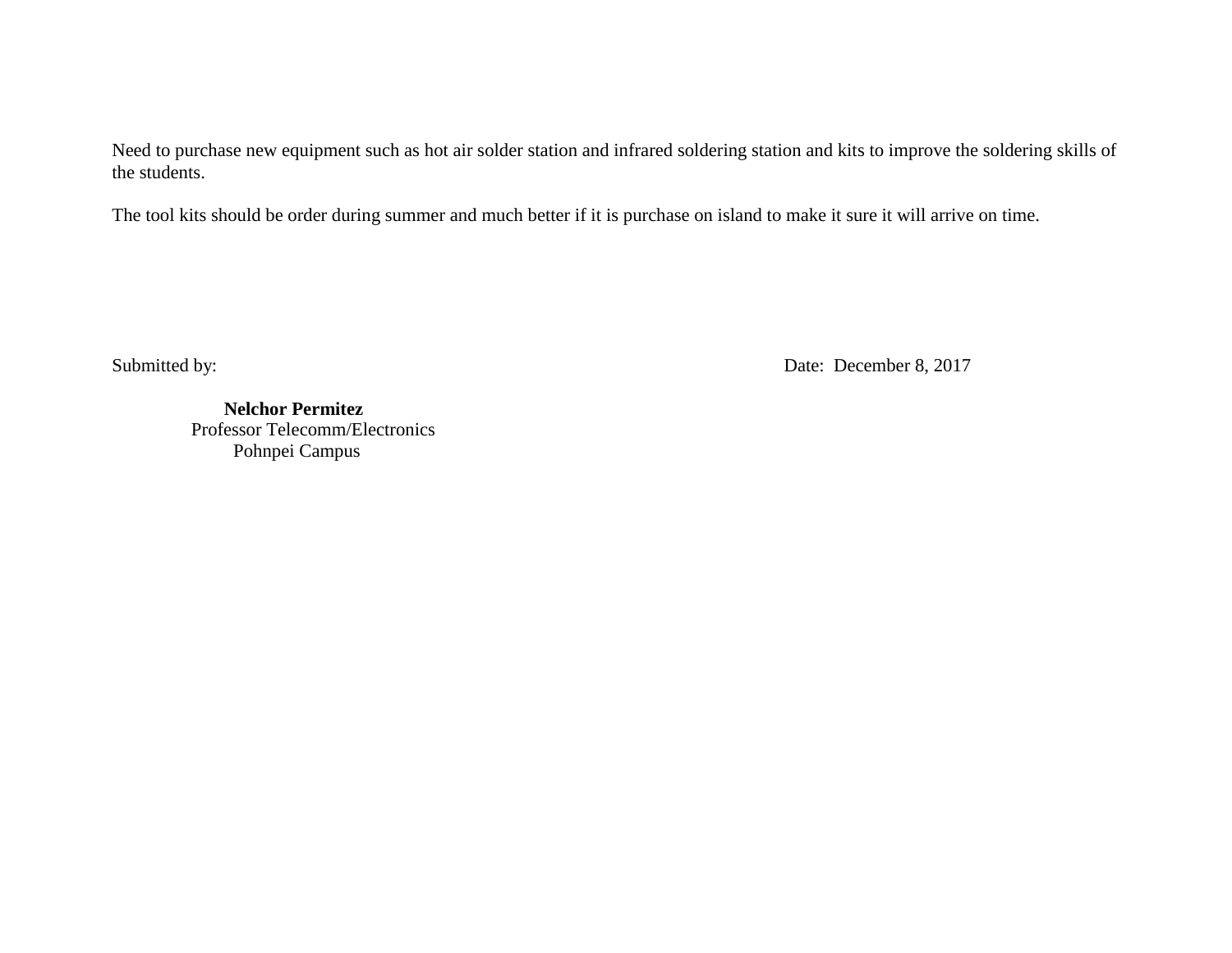Need to purchase new equipment such as hot air solder station and infrared soldering station and kits to improve the soldering skills of the students.

The tool kits should be order during summer and much better if it is purchase on island to make it sure it will arrive on time.

Submitted by: Date: December 8, 2017

**Nelchor Permitez**
Professor Telecomm/Electronics
Pohnpei Campus